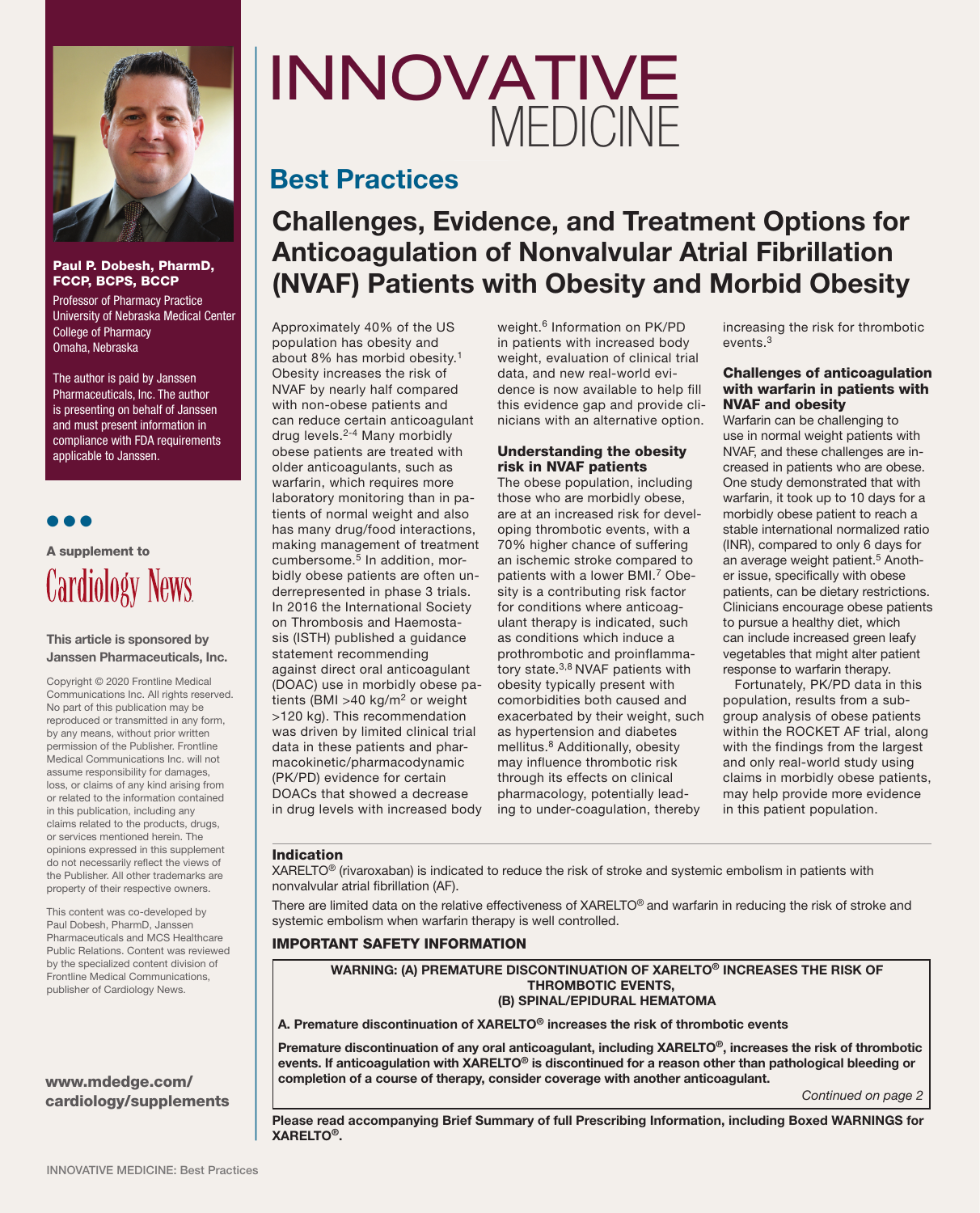# INNOVATIVE MEDICINE

## Best Practices

# Challenges, Evidence, and Treatment Options for Anticoagulation of Nonvalvular Atrial Fibrillation (NVAF) Patients with Obesity and Morbid Obesity

**Paul P. Dobesh, PharmD, FCCP, BCPS, BCCP**

Professor of Pharmacy Practice
University of Nebraska Medical Center
College of Pharmacy
Omaha, Nebraska

The author is paid by Janssen Pharmaceuticals, Inc. The author is presenting on behalf of Janssen and must present information in compliance with FDA requirements applicable to Janssen.

A supplement to Cardiology News

**This article is sponsored by Janssen Pharmaceuticals, Inc.**

Copyright © 2020 Frontline Medical Communications Inc. All rights reserved. No part of this publication may be reproduced or transmitted in any form, by any means, without prior written permission of the Publisher. Frontline Medical Communications Inc. will not assume responsibility for damages, loss, or claims of any kind arising from or related to the information contained in this publication, including any claims related to the products, drugs, or services mentioned herein. The opinions expressed in this supplement do not necessarily reflect the views of the Publisher. All other trademarks are property of their respective owners.

This content was co-developed by Paul Dobesh, PharmD, Janssen Pharmaceuticals and MCS Healthcare Public Relations. Content was reviewed by the specialized content division of Frontline Medical Communications, publisher of Cardiology News.

**www.mdedge.com/cardiology/supplements**

Approximately 40% of the US population has obesity and about 8% has morbid obesity.[1] Obesity increases the risk of NVAF by nearly half compared with non-obese patients and can reduce certain anticoagulant drug levels.[2-4] Many morbidly obese patients are treated with older anticoagulants, such as warfarin, which requires more laboratory monitoring than in patients of normal weight and also has many drug/food interactions, making management of treatment cumbersome.[5] In addition, morbidly obese patients are often underrepresented in phase 3 trials. In 2016 the International Society on Thrombosis and Haemostasis (ISTH) published a guidance statement recommending against direct oral anticoagulant (DOAC) use in morbidly obese patients (BMI >40 kg/m$^2$ or weight >120 kg). This recommendation was driven by limited clinical trial data in these patients and pharmacokinetic/pharmacodynamic (PK/PD) evidence for certain DOACs that showed a decrease in drug levels with increased body weight.[6] Information on PK/PD in patients with increased body weight, evaluation of clinical trial data, and new real-world evidence is now available to help fill this evidence gap and provide clinicians with an alternative option.

### Understanding the obesity risk in NVAF patients

The obese population, including those who are morbidly obese, are at an increased risk for developing thrombotic events, with a 70% higher chance of suffering an ischemic stroke compared to patients with a lower BMI.[7] Obesity is a contributing risk factor for conditions where anticoagulant therapy is indicated, such as conditions which induce a prothrombotic and proinflammatory state.[3,8] NVAF patients with obesity typically present with comorbidities both caused and exacerbated by their weight, such as hypertension and diabetes mellitus.[8] Additionally, obesity may influence thrombotic risk through its effects on clinical pharmacology, potentially leading to under-coagulation, thereby increasing the risk for thrombotic events.[3]

### Challenges of anticoagulation with warfarin in patients with NVAF and obesity

Warfarin can be challenging to use in normal weight patients with NVAF, and these challenges are increased in patients who are obese. One study demonstrated that with warfarin, it took up to 10 days for a morbidly obese patient to reach a stable international normalized ratio (INR), compared to only 6 days for an average weight patient.[5] Another issue, specifically with obese patients, can be dietary restrictions. Clinicians encourage obese patients to pursue a healthy diet, which can include increased green leafy vegetables that might alter patient response to warfarin therapy.

Fortunately, PK/PD data in this population, results from a subgroup analysis of obese patients within the ROCKET AF trial, along with the findings from the largest and only real-world study using claims in morbidly obese patients, may help provide more evidence in this patient population.

### Indication

XARELTO® (rivaroxaban) is indicated to reduce the risk of stroke and systemic embolism in patients with nonvalvular atrial fibrillation (AF).

There are limited data on the relative effectiveness of XARELTO® and warfarin in reducing the risk of stroke and systemic embolism when warfarin therapy is well controlled.

### IMPORTANT SAFETY INFORMATION

**WARNING: (A) PREMATURE DISCONTINUATION OF XARELTO® INCREASES THE RISK OF THROMBOTIC EVENTS, (B) SPINAL/EPIDURAL HEMATOMA**

**A. Premature discontinuation of XARELTO® increases the risk of thrombotic events**

**Premature discontinuation of any oral anticoagulant, including XARELTO®, increases the risk of thrombotic events. If anticoagulation with XARELTO® is discontinued for a reason other than pathological bleeding or completion of a course of therapy, consider coverage with another anticoagulant.**

*Continued on page 2*

**Please read accompanying Brief Summary of full Prescribing Information, including Boxed WARNINGS for XARELTO®.**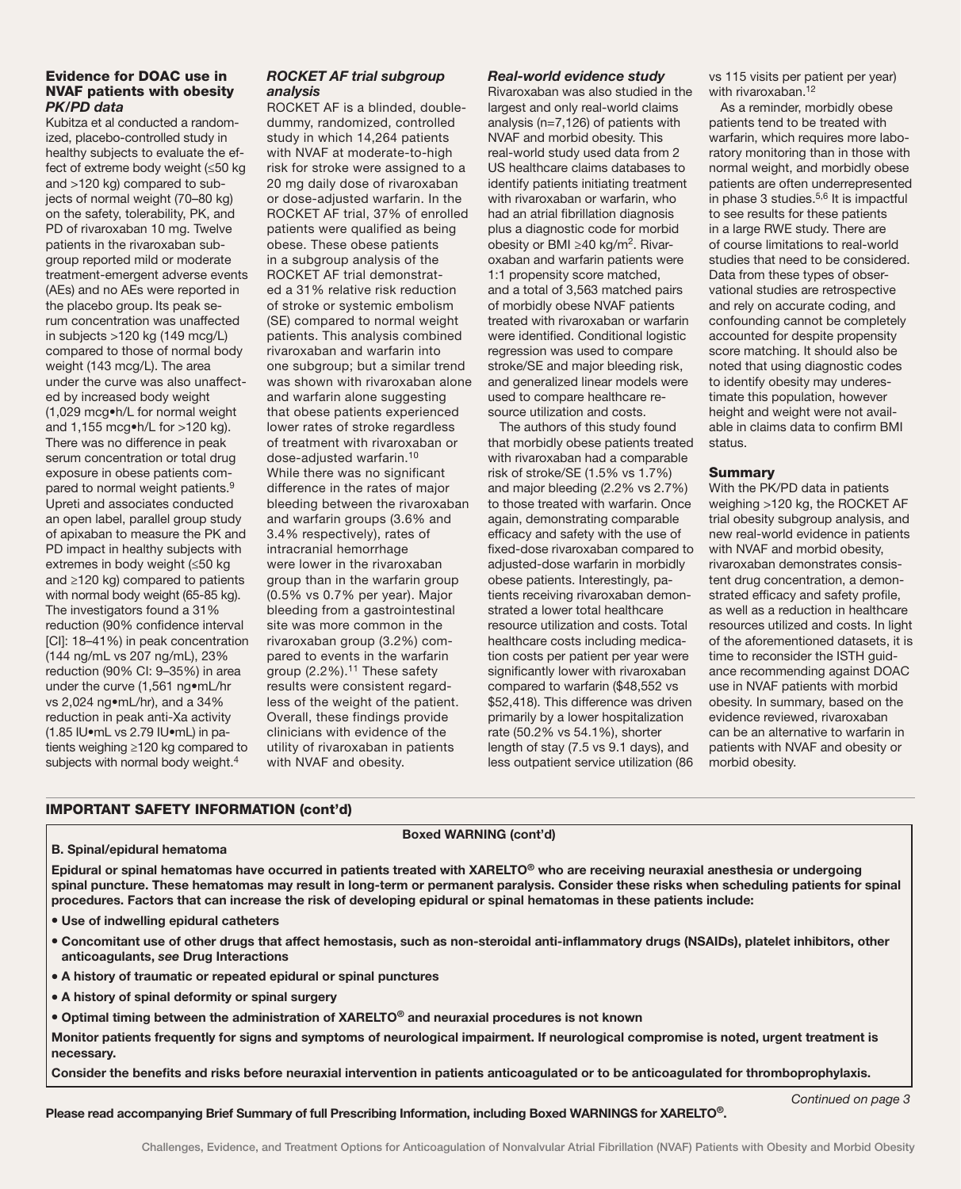## Evidence for DOAC use in NVAF patients with obesity

### *PK/PD data*

Kubitza et al conducted a randomized, placebo-controlled study in healthy subjects to evaluate the effect of extreme body weight (≤50 kg and >120 kg) compared to subjects of normal weight (70–80 kg) on the safety, tolerability, PK, and PD of rivaroxaban 10 mg. Twelve patients in the rivaroxaban subgroup reported mild or moderate treatment-emergent adverse events (AEs) and no AEs were reported in the placebo group. Its peak serum concentration was unaffected in subjects >120 kg (149 mcg/L) compared to those of normal body weight (143 mcg/L). The area under the curve was also unaffected by increased body weight (1,029 mcg•h/L for normal weight and 1,155 mcg•h/L for >120 kg). There was no difference in peak serum concentration or total drug exposure in obese patients compared to normal weight patients.[9] Upreti and associates conducted an open label, parallel group study of apixaban to measure the PK and PD impact in healthy subjects with extremes in body weight (≤50 kg and ≥120 kg) compared to patients with normal body weight (65-85 kg). The investigators found a 31% reduction (90% confidence interval [CI]: 18–41%) in peak concentration (144 ng/mL vs 207 ng/mL), 23% reduction (90% CI: 9–35%) in area under the curve (1,561 ng•mL/hr vs 2,024 ng•mL/hr), and a 34% reduction in peak anti-Xa activity (1.85 IU•mL vs 2.79 IU•mL) in patients weighing ≥120 kg compared to subjects with normal body weight.[4]

### *ROCKET AF trial subgroup analysis*

ROCKET AF is a blinded, double-dummy, randomized, controlled study in which 14,264 patients with NVAF at moderate-to-high risk for stroke were assigned to a 20 mg daily dose of rivaroxaban or dose-adjusted warfarin. In the ROCKET AF trial, 37% of enrolled patients were qualified as being obese. These obese patients in a subgroup analysis of the ROCKET AF trial demonstrated a 31% relative risk reduction of stroke or systemic embolism (SE) compared to normal weight patients. This analysis combined rivaroxaban and warfarin into one subgroup; but a similar trend was shown with rivaroxaban alone and warfarin alone suggesting that obese patients experienced lower rates of stroke regardless of treatment with rivaroxaban or dose-adjusted warfarin.[10] While there was no significant difference in the rates of major bleeding between the rivaroxaban and warfarin groups (3.6% and 3.4% respectively), rates of intracranial hemorrhage were lower in the rivaroxaban group than in the warfarin group (0.5% vs 0.7% per year). Major bleeding from a gastrointestinal site was more common in the rivaroxaban group (3.2%) compared to events in the warfarin group (2.2%).[11] These safety results were consistent regardless of the weight of the patient. Overall, these findings provide clinicians with evidence of the utility of rivaroxaban in patients with NVAF and obesity.

### *Real-world evidence study*

Rivaroxaban was also studied in the largest and only real-world claims analysis (n=7,126) of patients with NVAF and morbid obesity. This real-world study used data from 2 US healthcare claims databases to identify patients initiating treatment with rivaroxaban or warfarin, who had an atrial fibrillation diagnosis plus a diagnostic code for morbid obesity or BMI ≥40 kg/m$^2$. Rivaroxaban and warfarin patients were 1:1 propensity score matched, and a total of 3,563 matched pairs of morbidly obese NVAF patients treated with rivaroxaban or warfarin were identified. Conditional logistic regression was used to compare stroke/SE and major bleeding risk, and generalized linear models were used to compare healthcare resource utilization and costs.

The authors of this study found that morbidly obese patients treated with rivaroxaban had a comparable risk of stroke/SE (1.5% vs 1.7%) and major bleeding (2.2% vs 2.7%) to those treated with warfarin. Once again, demonstrating comparable efficacy and safety with the use of fixed-dose rivaroxaban compared to adjusted-dose warfarin in morbidly obese patients. Interestingly, patients receiving rivaroxaban demonstrated a lower total healthcare resource utilization and costs. Total healthcare costs including medication costs per patient per year were significantly lower with rivaroxaban compared to warfarin ($48,552 vs $52,418). This difference was driven primarily by a lower hospitalization rate (50.2% vs 54.1%), shorter length of stay (7.5 vs 9.1 days), and less outpatient service utilization (86 vs 115 visits per patient per year) with rivaroxaban.[12]

As a reminder, morbidly obese patients tend to be treated with warfarin, which requires more laboratory monitoring than in those with normal weight, and morbidly obese patients are often underrepresented in phase 3 studies.[5,6] It is impactful to see results for these patients in a large RWE study. There are of course limitations to real-world studies that need to be considered. Data from these types of observational studies are retrospective and rely on accurate coding, and confounding cannot be completely accounted for despite propensity score matching. It should also be noted that using diagnostic codes to identify obesity may underestimate this population, however height and weight were not available in claims data to confirm BMI status.

## Summary

With the PK/PD data in patients weighing >120 kg, the ROCKET AF trial obesity subgroup analysis, and new real-world evidence in patients with NVAF and morbid obesity, rivaroxaban demonstrates consistent drug concentration, a demonstrated efficacy and safety profile, as well as a reduction in healthcare resources utilized and costs. In light of the aforementioned datasets, it is time to reconsider the ISTH guidance recommending against DOAC use in NVAF patients with morbid obesity. In summary, based on the evidence reviewed, rivaroxaban can be an alternative to warfarin in patients with NVAF and obesity or morbid obesity.

## IMPORTANT SAFETY INFORMATION (cont'd)

**Boxed WARNING (cont'd)**

**B. Spinal/epidural hematoma**

**Epidural or spinal hematomas have occurred in patients treated with XARELTO® who are receiving neuraxial anesthesia or undergoing spinal puncture. These hematomas may result in long-term or permanent paralysis. Consider these risks when scheduling patients for spinal procedures. Factors that can increase the risk of developing epidural or spinal hematomas in these patients include:**

- **Use of indwelling epidural catheters**
- **Concomitant use of other drugs that affect hemostasis, such as non-steroidal anti-inflammatory drugs (NSAIDs), platelet inhibitors, other anticoagulants, *see* Drug Interactions**
- **A history of traumatic or repeated epidural or spinal punctures**
- **A history of spinal deformity or spinal surgery**
- **Optimal timing between the administration of XARELTO® and neuraxial procedures is not known**

**Monitor patients frequently for signs and symptoms of neurological impairment. If neurological compromise is noted, urgent treatment is necessary.**

**Consider the benefits and risks before neuraxial intervention in patients anticoagulated or to be anticoagulated for thromboprophylaxis.**

*Continued on page 3*

**Please read accompanying Brief Summary of full Prescribing Information, including Boxed WARNINGS for XARELTO®.**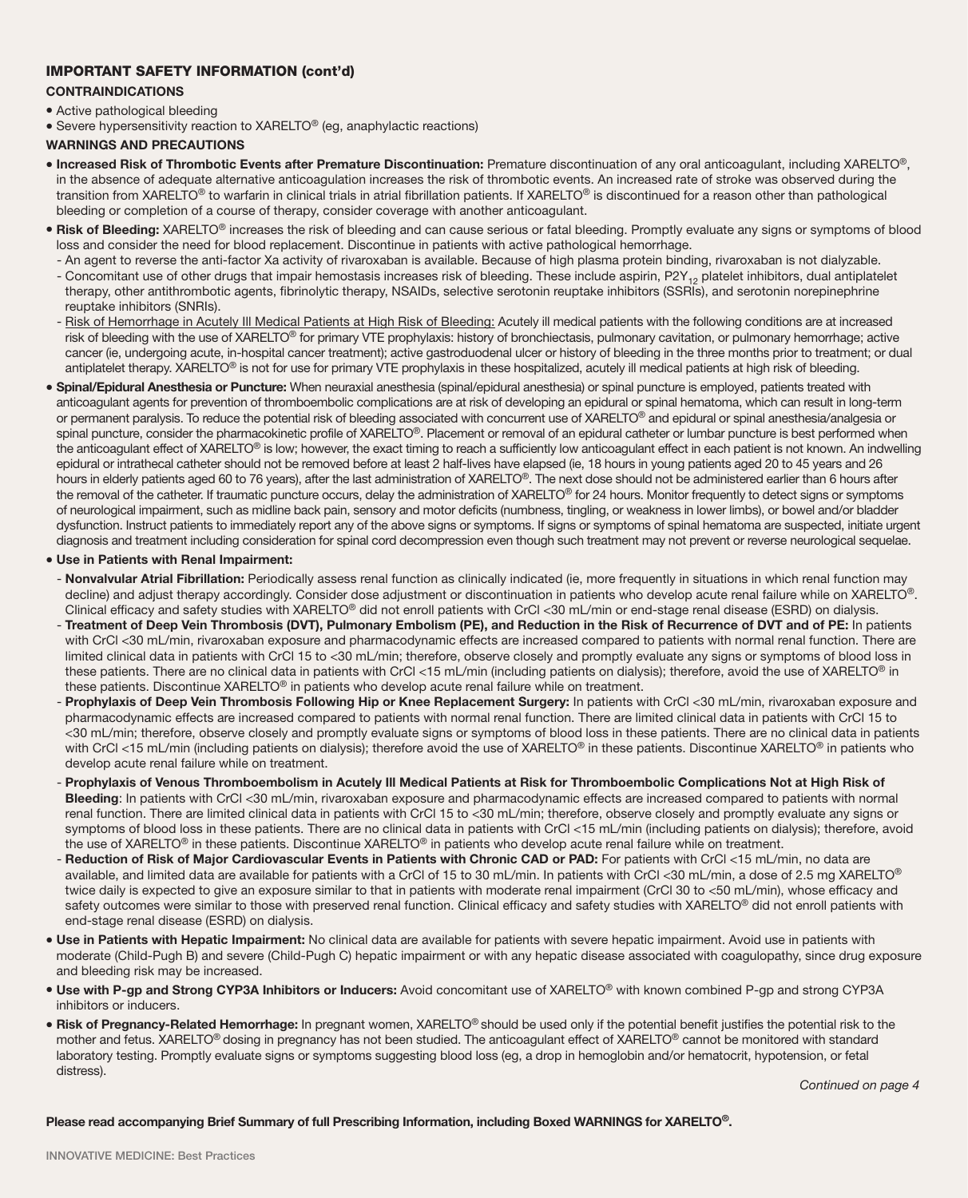## IMPORTANT SAFETY INFORMATION (cont'd)

### CONTRAINDICATIONS

- Active pathological bleeding
- Severe hypersensitivity reaction to XARELTO® (eg, anaphylactic reactions)

### WARNINGS AND PRECAUTIONS

- **Increased Risk of Thrombotic Events after Premature Discontinuation:** Premature discontinuation of any oral anticoagulant, including XARELTO®, in the absence of adequate alternative anticoagulation increases the risk of thrombotic events. An increased rate of stroke was observed during the transition from XARELTO® to warfarin in clinical trials in atrial fibrillation patients. If XARELTO® is discontinued for a reason other than pathological bleeding or completion of a course of therapy, consider coverage with another anticoagulant.
- **Risk of Bleeding:** XARELTO® increases the risk of bleeding and can cause serious or fatal bleeding. Promptly evaluate any signs or symptoms of blood loss and consider the need for blood replacement. Discontinue in patients with active pathological hemorrhage.
  - An agent to reverse the anti-factor Xa activity of rivaroxaban is available. Because of high plasma protein binding, rivaroxaban is not dialyzable.
  - Concomitant use of other drugs that impair hemostasis increases risk of bleeding. These include aspirin, $P2Y_{12}$ platelet inhibitors, dual antiplatelet therapy, other antithrombotic agents, fibrinolytic therapy, NSAIDs, selective serotonin reuptake inhibitors (SSRIs), and serotonin norepinephrine reuptake inhibitors (SNRIs).
  - Risk of Hemorrhage in Acutely Ill Medical Patients at High Risk of Bleeding: Acutely ill medical patients with the following conditions are at increased risk of bleeding with the use of XARELTO® for primary VTE prophylaxis: history of bronchiectasis, pulmonary cavitation, or pulmonary hemorrhage; active cancer (ie, undergoing acute, in-hospital cancer treatment); active gastroduodenal ulcer or history of bleeding in the three months prior to treatment; or dual antiplatelet therapy. XARELTO® is not for use for primary VTE prophylaxis in these hospitalized, acutely ill medical patients at high risk of bleeding.
- **Spinal/Epidural Anesthesia or Puncture:** When neuraxial anesthesia (spinal/epidural anesthesia) or spinal puncture is employed, patients treated with anticoagulant agents for prevention of thromboembolic complications are at risk of developing an epidural or spinal hematoma, which can result in long-term or permanent paralysis. To reduce the potential risk of bleeding associated with concurrent use of XARELTO® and epidural or spinal anesthesia/analgesia or spinal puncture, consider the pharmacokinetic profile of XARELTO®. Placement or removal of an epidural catheter or lumbar puncture is best performed when the anticoagulant effect of XARELTO® is low; however, the exact timing to reach a sufficiently low anticoagulant effect in each patient is not known. An indwelling epidural or intrathecal catheter should not be removed before at least 2 half-lives have elapsed (ie, 18 hours in young patients aged 20 to 45 years and 26 hours in elderly patients aged 60 to 76 years), after the last administration of XARELTO®. The next dose should not be administered earlier than 6 hours after the removal of the catheter. If traumatic puncture occurs, delay the administration of XARELTO® for 24 hours. Monitor frequently to detect signs or symptoms of neurological impairment, such as midline back pain, sensory and motor deficits (numbness, tingling, or weakness in lower limbs), or bowel and/or bladder dysfunction. Instruct patients to immediately report any of the above signs or symptoms. If signs or symptoms of spinal hematoma are suspected, initiate urgent diagnosis and treatment including consideration for spinal cord decompression even though such treatment may not prevent or reverse neurological sequelae.
- **Use in Patients with Renal Impairment:**
  - **Nonvalvular Atrial Fibrillation:** Periodically assess renal function as clinically indicated (ie, more frequently in situations in which renal function may decline) and adjust therapy accordingly. Consider dose adjustment or discontinuation in patients who develop acute renal failure while on XARELTO®. Clinical efficacy and safety studies with XARELTO® did not enroll patients with CrCl <30 mL/min or end-stage renal disease (ESRD) on dialysis.
  - **Treatment of Deep Vein Thrombosis (DVT), Pulmonary Embolism (PE), and Reduction in the Risk of Recurrence of DVT and of PE:** In patients with CrCl <30 mL/min, rivaroxaban exposure and pharmacodynamic effects are increased compared to patients with normal renal function. There are limited clinical data in patients with CrCl 15 to <30 mL/min; therefore, observe closely and promptly evaluate any signs or symptoms of blood loss in these patients. There are no clinical data in patients with CrCl <15 mL/min (including patients on dialysis); therefore, avoid the use of XARELTO® in these patients. Discontinue XARELTO® in patients who develop acute renal failure while on treatment.
  - **Prophylaxis of Deep Vein Thrombosis Following Hip or Knee Replacement Surgery:** In patients with CrCl <30 mL/min, rivaroxaban exposure and pharmacodynamic effects are increased compared to patients with normal renal function. There are limited clinical data in patients with CrCl 15 to <30 mL/min; therefore, observe closely and promptly evaluate signs or symptoms of blood loss in these patients. There are no clinical data in patients with CrCl <15 mL/min (including patients on dialysis); therefore avoid the use of XARELTO® in these patients. Discontinue XARELTO® in patients who develop acute renal failure while on treatment.
  - **Prophylaxis of Venous Thromboembolism in Acutely Ill Medical Patients at Risk for Thromboembolic Complications Not at High Risk of Bleeding**: In patients with CrCl <30 mL/min, rivaroxaban exposure and pharmacodynamic effects are increased compared to patients with normal renal function. There are limited clinical data in patients with CrCl 15 to <30 mL/min; therefore, observe closely and promptly evaluate any signs or symptoms of blood loss in these patients. There are no clinical data in patients with CrCl <15 mL/min (including patients on dialysis); therefore, avoid the use of XARELTO® in these patients. Discontinue XARELTO® in patients who develop acute renal failure while on treatment.
  - **Reduction of Risk of Major Cardiovascular Events in Patients with Chronic CAD or PAD:** For patients with CrCl <15 mL/min, no data are available, and limited data are available for patients with a CrCl of 15 to 30 mL/min. In patients with CrCl <30 mL/min, a dose of 2.5 mg XARELTO® twice daily is expected to give an exposure similar to that in patients with moderate renal impairment (CrCl 30 to <50 mL/min), whose efficacy and safety outcomes were similar to those with preserved renal function. Clinical efficacy and safety studies with XARELTO® did not enroll patients with end-stage renal disease (ESRD) on dialysis.
- **Use in Patients with Hepatic Impairment:** No clinical data are available for patients with severe hepatic impairment. Avoid use in patients with moderate (Child-Pugh B) and severe (Child-Pugh C) hepatic impairment or with any hepatic disease associated with coagulopathy, since drug exposure and bleeding risk may be increased.
- **Use with P-gp and Strong CYP3A Inhibitors or Inducers:** Avoid concomitant use of XARELTO® with known combined P-gp and strong CYP3A inhibitors or inducers.
- **Risk of Pregnancy-Related Hemorrhage:** In pregnant women, XARELTO® should be used only if the potential benefit justifies the potential risk to the mother and fetus. XARELTO® dosing in pregnancy has not been studied. The anticoagulant effect of XARELTO® cannot be monitored with standard laboratory testing. Promptly evaluate signs or symptoms suggesting blood loss (eg, a drop in hemoglobin and/or hematocrit, hypotension, or fetal distress).

*Continued on page 4*

**Please read accompanying Brief Summary of full Prescribing Information, including Boxed WARNINGS for XARELTO®.**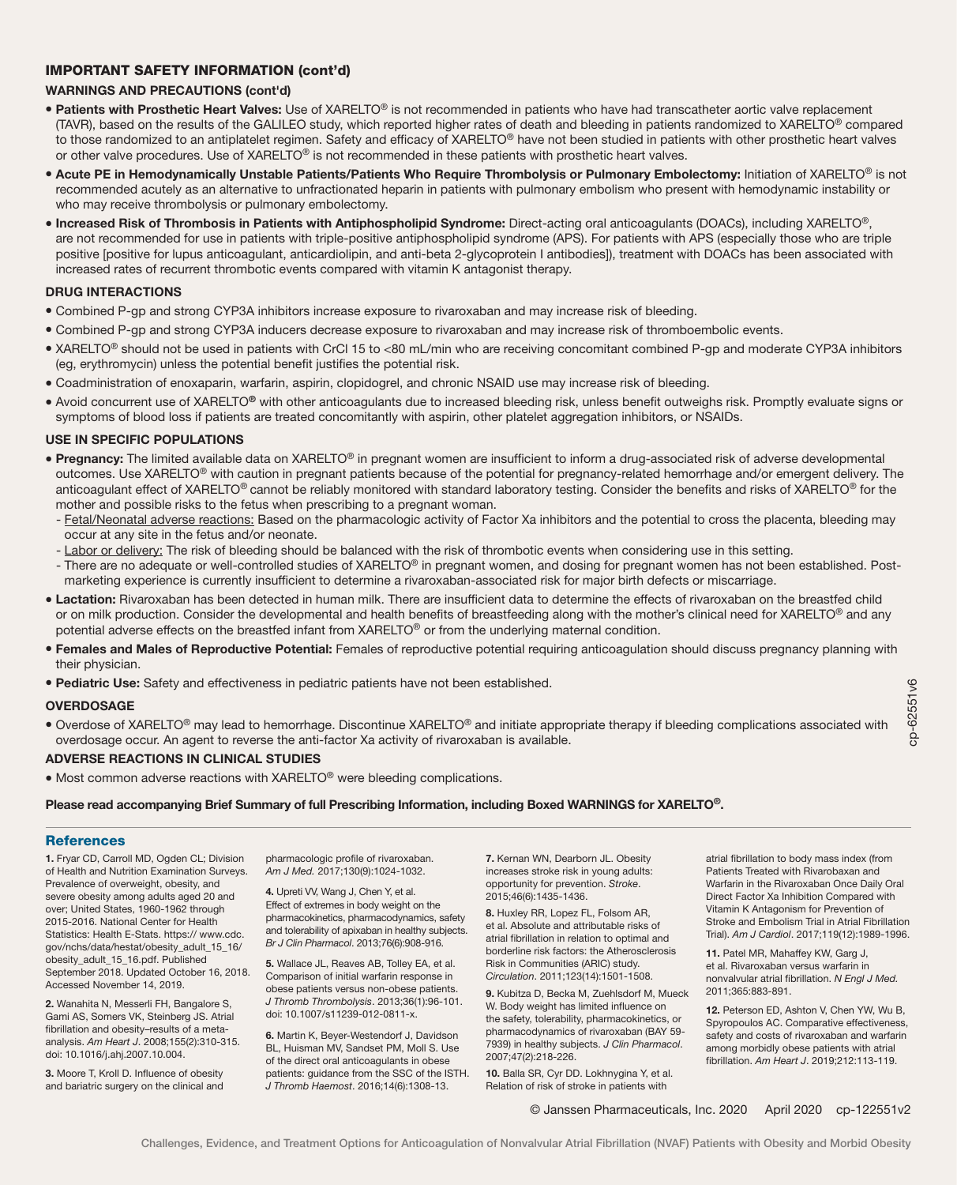## IMPORTANT SAFETY INFORMATION (cont'd)

### WARNINGS AND PRECAUTIONS (cont'd)

- **Patients with Prosthetic Heart Valves:** Use of XARELTO® is not recommended in patients who have had transcatheter aortic valve replacement (TAVR), based on the results of the GALILEO study, which reported higher rates of death and bleeding in patients randomized to XARELTO® compared to those randomized to an antiplatelet regimen. Safety and efficacy of XARELTO® have not been studied in patients with other prosthetic heart valves or other valve procedures. Use of XARELTO® is not recommended in these patients with prosthetic heart valves.
- **Acute PE in Hemodynamically Unstable Patients/Patients Who Require Thrombolysis or Pulmonary Embolectomy:** Initiation of XARELTO® is not recommended acutely as an alternative to unfractionated heparin in patients with pulmonary embolism who present with hemodynamic instability or who may receive thrombolysis or pulmonary embolectomy.
- **Increased Risk of Thrombosis in Patients with Antiphospholipid Syndrome:** Direct-acting oral anticoagulants (DOACs), including XARELTO®, are not recommended for use in patients with triple-positive antiphospholipid syndrome (APS). For patients with APS (especially those who are triple positive [positive for lupus anticoagulant, anticardiolipin, and anti-beta 2-glycoprotein I antibodies]), treatment with DOACs has been associated with increased rates of recurrent thrombotic events compared with vitamin K antagonist therapy.

### DRUG INTERACTIONS

- Combined P-gp and strong CYP3A inhibitors increase exposure to rivaroxaban and may increase risk of bleeding.
- Combined P-gp and strong CYP3A inducers decrease exposure to rivaroxaban and may increase risk of thromboembolic events.
- XARELTO® should not be used in patients with CrCl 15 to <80 mL/min who are receiving concomitant combined P-gp and moderate CYP3A inhibitors (eg, erythromycin) unless the potential benefit justifies the potential risk.
- Coadministration of enoxaparin, warfarin, aspirin, clopidogrel, and chronic NSAID use may increase risk of bleeding.
- Avoid concurrent use of XARELTO® with other anticoagulants due to increased bleeding risk, unless benefit outweighs risk. Promptly evaluate signs or symptoms of blood loss if patients are treated concomitantly with aspirin, other platelet aggregation inhibitors, or NSAIDs.

### USE IN SPECIFIC POPULATIONS

- **Pregnancy:** The limited available data on XARELTO® in pregnant women are insufficient to inform a drug-associated risk of adverse developmental outcomes. Use XARELTO® with caution in pregnant patients because of the potential for pregnancy-related hemorrhage and/or emergent delivery. The anticoagulant effect of XARELTO® cannot be reliably monitored with standard laboratory testing. Consider the benefits and risks of XARELTO® for the mother and possible risks to the fetus when prescribing to a pregnant woman.
  - Fetal/Neonatal adverse reactions: Based on the pharmacologic activity of Factor Xa inhibitors and the potential to cross the placenta, bleeding may occur at any site in the fetus and/or neonate.
  - Labor or delivery: The risk of bleeding should be balanced with the risk of thrombotic events when considering use in this setting.
  - There are no adequate or well-controlled studies of XARELTO® in pregnant women, and dosing for pregnant women has not been established. Post-marketing experience is currently insufficient to determine a rivaroxaban-associated risk for major birth defects or miscarriage.
- **Lactation:** Rivaroxaban has been detected in human milk. There are insufficient data to determine the effects of rivaroxaban on the breastfed child or on milk production. Consider the developmental and health benefits of breastfeeding along with the mother's clinical need for XARELTO® and any potential adverse effects on the breastfed infant from XARELTO® or from the underlying maternal condition.
- **Females and Males of Reproductive Potential:** Females of reproductive potential requiring anticoagulation should discuss pregnancy planning with their physician.
- **Pediatric Use:** Safety and effectiveness in pediatric patients have not been established.

### OVERDOSAGE

- Overdose of XARELTO® may lead to hemorrhage. Discontinue XARELTO® and initiate appropriate therapy if bleeding complications associated with overdosage occur. An agent to reverse the anti-factor Xa activity of rivaroxaban is available.

### ADVERSE REACTIONS IN CLINICAL STUDIES

- Most common adverse reactions with XARELTO® were bleeding complications.

**Please read accompanying Brief Summary of full Prescribing Information, including Boxed WARNINGS for XARELTO®.**

cp-62551v6

## References

1. Fryar CD, Carroll MD, Ogden CL; Division of Health and Nutrition Examination Surveys. Prevalence of overweight, obesity, and severe obesity among adults aged 20 and over; United States, 1960-1962 through 2015-2016. National Center for Health Statistics: Health E-Stats. https:// www.cdc.gov/nchs/data/hestat/obesity_adult_15_16/obesity_adult_15_16.pdf. Published September 2018. Updated October 16, 2018. Accessed November 14, 2019.
2. Wanahita N, Messerli FH, Bangalore S, Gami AS, Somers VK, Steinberg JS. Atrial fibrillation and obesity–results of a meta-analysis. *Am Heart J*. 2008;155(2):310-315. doi: 10.1016/j.ahj.2007.10.004.
3. Moore T, Kroll D. Influence of obesity and bariatric surgery on the clinical and pharmacologic profile of rivaroxaban. *Am J Med.* 2017;130(9):1024-1032.
4. Upreti VV, Wang J, Chen Y, et al. Effect of extremes in body weight on the pharmacokinetics, pharmacodynamics, safety and tolerability of apixaban in healthy subjects. *Br J Clin Pharmacol*. 2013;76(6):908-916.
5. Wallace JL, Reaves AB, Tolley EA, et al. Comparison of initial warfarin response in obese patients versus non-obese patients. *J Thromb Thrombolysis*. 2013;36(1):96-101. doi: 10.1007/s11239-012-0811-x.
6. Martin K, Beyer-Westendorf J, Davidson BL, Huisman MV, Sandset PM, Moll S. Use of the direct oral anticoagulants in obese patients: guidance from the SSC of the ISTH. *J Thromb Haemost*. 2016;14(6):1308-13.
7. Kernan WN, Dearborn JL. Obesity increases stroke risk in young adults: opportunity for prevention. *Stroke*. 2015;46(6):1435-1436.
8. Huxley RR, Lopez FL, Folsom AR, et al. Absolute and attributable risks of atrial fibrillation in relation to optimal and borderline risk factors: the Atherosclerosis Risk in Communities (ARIC) study. *Circulation*. 2011;123(14):1501-1508.
9. Kubitza D, Becka M, Zuehlsdorf M, Mueck W. Body weight has limited influence on the safety, tolerability, pharmacokinetics, or pharmacodynamics of rivaroxaban (BAY 59-7939) in healthy subjects. *J Clin Pharmacol*. 2007;47(2):218-226.
10. Balla SR, Cyr DD. Lokhnygina Y, et al. Relation of risk of stroke in patients with atrial fibrillation to body mass index (from Patients Treated with Rivarobaxan and Warfarin in the Rivaroxaban Once Daily Oral Direct Factor Xa Inhibition Compared with Vitamin K Antagonism for Prevention of Stroke and Embolism Trial in Atrial Fibrillation Trial). *Am J Cardiol*. 2017;119(12):1989-1996.
11. Patel MR, Mahaffey KW, Garg J, et al. Rivaroxaban versus warfarin in nonvalvular atrial fibrillation. *N Engl J Med*. 2011;365:883-891.
12. Peterson ED, Ashton V, Chen YW, Wu B, Spyropoulos AC. Comparative effectiveness, safety and costs of rivaroxaban and warfarin among morbidly obese patients with atrial fibrillation. *Am Heart J*. 2019;212:113-119.

© Janssen Pharmaceuticals, Inc. 2020 April 2020 cp-122551v2